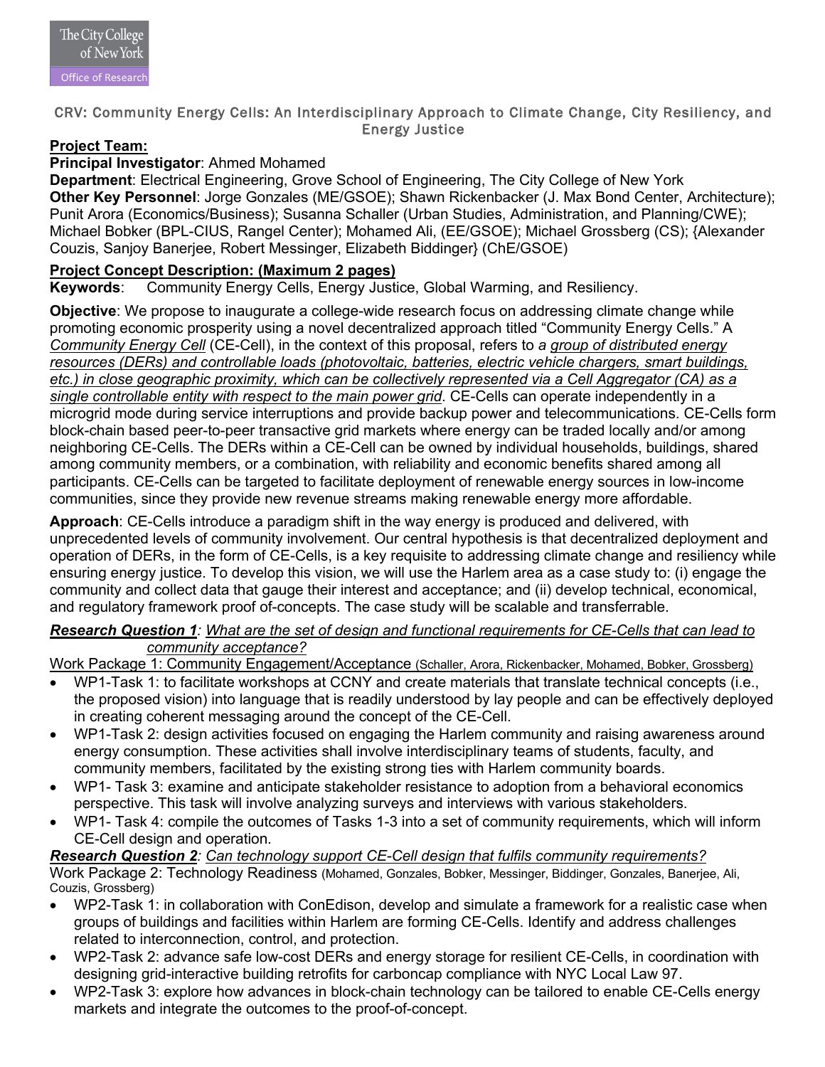The City College of New York
Office of Research

# CRV: Community Energy Cells: An Interdisciplinary Approach to Climate Change, City Resiliency, and Energy Justice

**<u>Project Team:</u>**

**Principal Investigator**: Ahmed Mohamed

**Department**: Electrical Engineering, Grove School of Engineering, The City College of New York

**Other Key Personnel**: Jorge Gonzales (ME/GSOE); Shawn Rickenbacker (J. Max Bond Center, Architecture); Punit Arora (Economics/Business); Susanna Schaller (Urban Studies, Administration, and Planning/CWE); Michael Bobker (BPL-CIUS, Rangel Center); Mohamed Ali, (EE/GSOE); Michael Grossberg (CS); {Alexander Couzis, Sanjoy Banerjee, Robert Messinger, Elizabeth Biddinger} (ChE/GSOE)

**<u>Project Concept Description: (Maximum 2 pages)</u>**

**Keywords**: Community Energy Cells, Energy Justice, Global Warming, and Resiliency.

**Objective**: We propose to inaugurate a college-wide research focus on addressing climate change while promoting economic prosperity using a novel decentralized approach titled "Community Energy Cells." A <u>*Community Energy Cell*</u> (CE-Cell), in the context of this proposal, refers to <u>*a group of distributed energy resources (DERs) and controllable loads (photovoltaic, batteries, electric vehicle chargers, smart buildings, etc.) in close geographic proximity, which can be collectively represented via a Cell Aggregator (CA) as a single controllable entity with respect to the main power grid*</u>. CE-Cells can operate independently in a microgrid mode during service interruptions and provide backup power and telecommunications. CE-Cells form block-chain based peer-to-peer transactive grid markets where energy can be traded locally and/or among neighboring CE-Cells. The DERs within a CE-Cell can be owned by individual households, buildings, shared among community members, or a combination, with reliability and economic benefits shared among all participants. CE-Cells can be targeted to facilitate deployment of renewable energy sources in low-income communities, since they provide new revenue streams making renewable energy more affordable.

**Approach**: CE-Cells introduce a paradigm shift in the way energy is produced and delivered, with unprecedented levels of community involvement. Our central hypothesis is that decentralized deployment and operation of DERs, in the form of CE-Cells, is a key requisite to addressing climate change and resiliency while ensuring energy justice. To develop this vision, we will use the Harlem area as a case study to: (i) engage the community and collect data that gauge their interest and acceptance; and (ii) develop technical, economical, and regulatory framework proof of-concepts. The case study will be scalable and transferrable.

***<u>Research Question 1</u>****: <u>What are the set of design and functional requirements for CE-Cells that can lead to community acceptance?</u>*

<u>Work Package 1: Community Engagement/Acceptance</u> (Schaller, Arora, Rickenbacker, Mohamed, Bobker, Grossberg)

- WP1-Task 1: to facilitate workshops at CCNY and create materials that translate technical concepts (i.e., the proposed vision) into language that is readily understood by lay people and can be effectively deployed in creating coherent messaging around the concept of the CE-Cell.
- WP1-Task 2: design activities focused on engaging the Harlem community and raising awareness around energy consumption. These activities shall involve interdisciplinary teams of students, faculty, and community members, facilitated by the existing strong ties with Harlem community boards.
- WP1- Task 3: examine and anticipate stakeholder resistance to adoption from a behavioral economics perspective. This task will involve analyzing surveys and interviews with various stakeholders.
- WP1- Task 4: compile the outcomes of Tasks 1-3 into a set of community requirements, which will inform CE-Cell design and operation.

***<u>Research Question 2</u>****: <u>Can technology support CE-Cell design that fulfils community requirements?</u>*

Work Package 2: Technology Readiness (Mohamed, Gonzales, Bobker, Messinger, Biddinger, Gonzales, Banerjee, Ali, Couzis, Grossberg)

- WP2-Task 1: in collaboration with ConEdison, develop and simulate a framework for a realistic case when groups of buildings and facilities within Harlem are forming CE-Cells. Identify and address challenges related to interconnection, control, and protection.
- WP2-Task 2: advance safe low-cost DERs and energy storage for resilient CE-Cells, in coordination with designing grid-interactive building retrofits for carboncap compliance with NYC Local Law 97.
- WP2-Task 3: explore how advances in block-chain technology can be tailored to enable CE-Cells energy markets and integrate the outcomes to the proof-of-concept.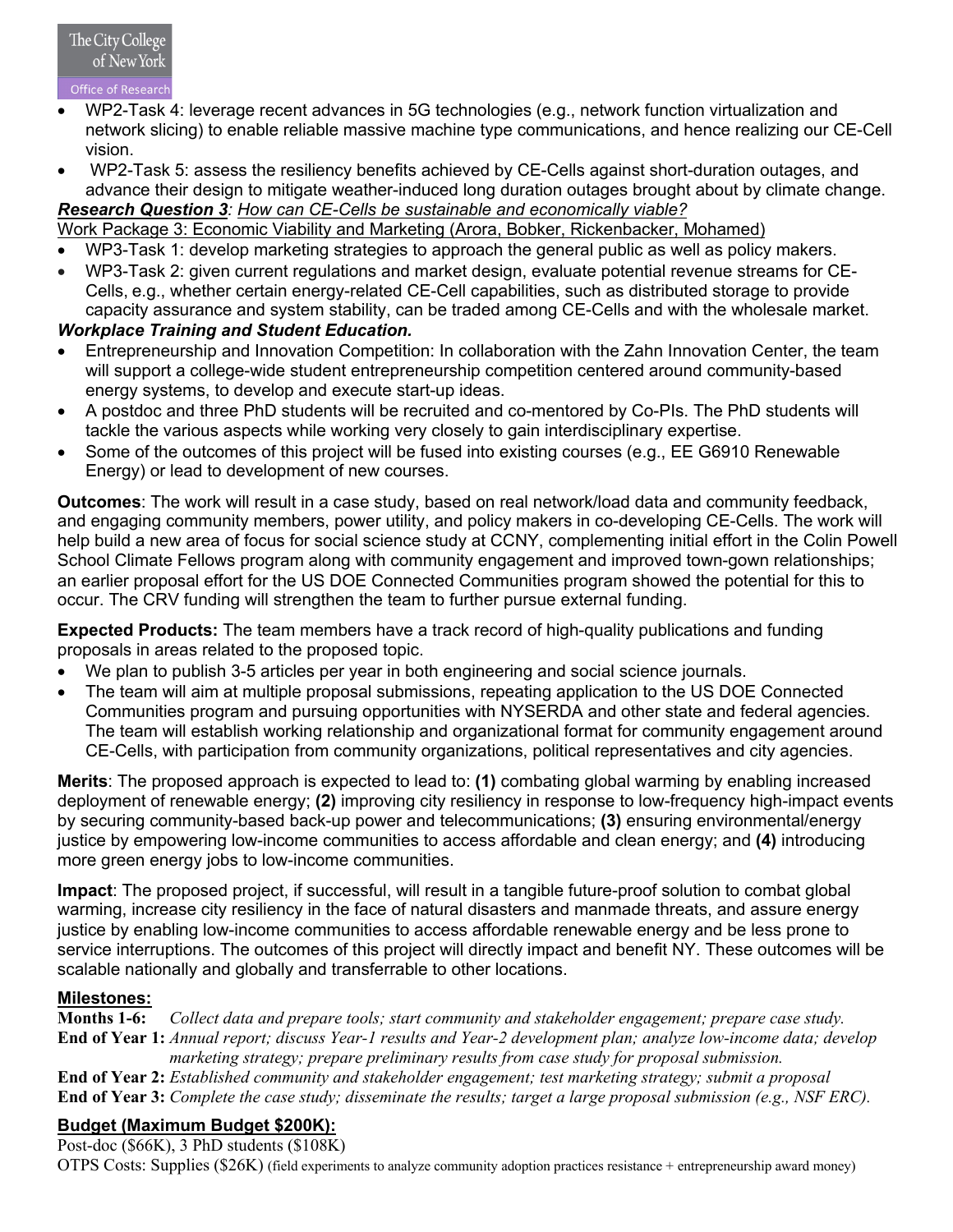- WP2-Task 4: leverage recent advances in 5G technologies (e.g., network function virtualization and network slicing) to enable reliable massive machine type communications, and hence realizing our CE-Cell vision.
- WP2-Task 5: assess the resiliency benefits achieved by CE-Cells against short-duration outages, and advance their design to mitigate weather-induced long duration outages brought about by climate change.

***Research Question 3**: How can CE-Cells be sustainable and economically viable?*

Work Package 3: Economic Viability and Marketing (Arora, Bobker, Rickenbacker, Mohamed)

- WP3-Task 1: develop marketing strategies to approach the general public as well as policy makers.
- WP3-Task 2: given current regulations and market design, evaluate potential revenue streams for CE-Cells, e.g., whether certain energy-related CE-Cell capabilities, such as distributed storage to provide capacity assurance and system stability, can be traded among CE-Cells and with the wholesale market.

***Workplace Training and Student Education.***

- Entrepreneurship and Innovation Competition: In collaboration with the Zahn Innovation Center, the team will support a college-wide student entrepreneurship competition centered around community-based energy systems, to develop and execute start-up ideas.
- A postdoc and three PhD students will be recruited and co-mentored by Co-PIs. The PhD students will tackle the various aspects while working very closely to gain interdisciplinary expertise.
- Some of the outcomes of this project will be fused into existing courses (e.g., EE G6910 Renewable Energy) or lead to development of new courses.

**Outcomes**: The work will result in a case study, based on real network/load data and community feedback, and engaging community members, power utility, and policy makers in co-developing CE-Cells. The work will help build a new area of focus for social science study at CCNY, complementing initial effort in the Colin Powell School Climate Fellows program along with community engagement and improved town-gown relationships; an earlier proposal effort for the US DOE Connected Communities program showed the potential for this to occur. The CRV funding will strengthen the team to further pursue external funding.

**Expected Products:** The team members have a track record of high-quality publications and funding proposals in areas related to the proposed topic.

- We plan to publish 3-5 articles per year in both engineering and social science journals.
- The team will aim at multiple proposal submissions, repeating application to the US DOE Connected Communities program and pursuing opportunities with NYSERDA and other state and federal agencies. The team will establish working relationship and organizational format for community engagement around CE-Cells, with participation from community organizations, political representatives and city agencies.

**Merits**: The proposed approach is expected to lead to: **(1)** combating global warming by enabling increased deployment of renewable energy; **(2)** improving city resiliency in response to low-frequency high-impact events by securing community-based back-up power and telecommunications; **(3)** ensuring environmental/energy justice by empowering low-income communities to access affordable and clean energy; and **(4)** introducing more green energy jobs to low-income communities.

**Impact**: The proposed project, if successful, will result in a tangible future-proof solution to combat global warming, increase city resiliency in the face of natural disasters and manmade threats, and assure energy justice by enabling low-income communities to access affordable renewable energy and be less prone to service interruptions. The outcomes of this project will directly impact and benefit NY. These outcomes will be scalable nationally and globally and transferrable to other locations.

## Milestones:

**Months 1-6:** *Collect data and prepare tools; start community and stakeholder engagement; prepare case study.*
**End of Year 1:** *Annual report; discuss Year-1 results and Year-2 development plan; analyze low-income data; develop marketing strategy; prepare preliminary results from case study for proposal submission.*
**End of Year 2:** *Established community and stakeholder engagement; test marketing strategy; submit a proposal*
**End of Year 3:** *Complete the case study; disseminate the results; target a large proposal submission (e.g., NSF ERC).*

## Budget (Maximum Budget $200K):

Post-doc ($66K), 3 PhD students ($108K)
OTPS Costs: Supplies ($26K) (field experiments to analyze community adoption practices resistance + entrepreneurship award money)